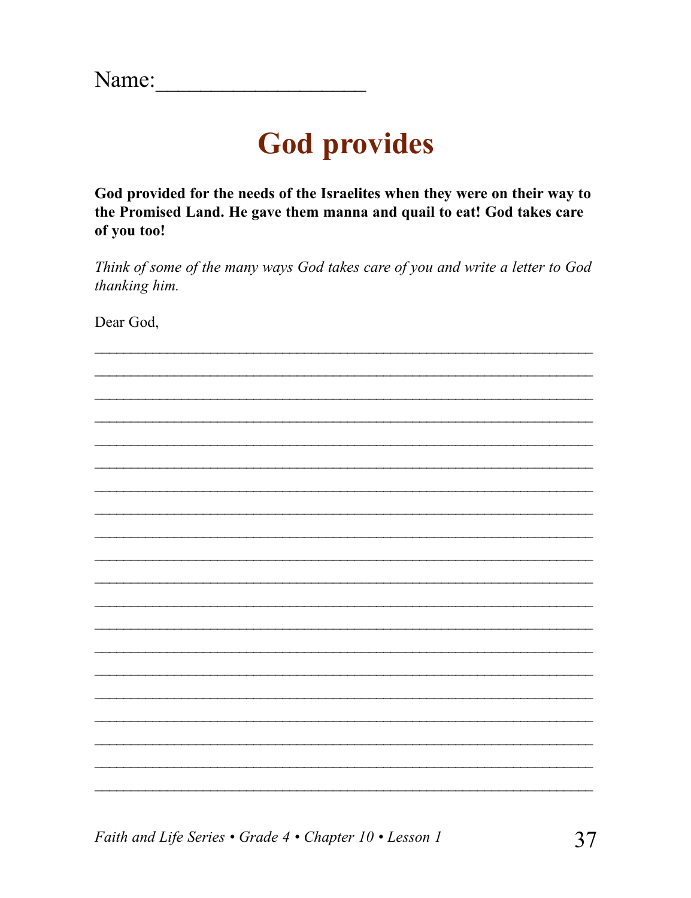Name:_________________

# God provides

**God provided for the needs of the Israelites when they were on their way to the Promised Land. He gave them manna and quail to eat! God takes care of you too!**

*Think of some of the many ways God takes care of you and write a letter to God thanking him.*

Dear God,

_______________________________________________________________

_______________________________________________________________

_______________________________________________________________

_______________________________________________________________

_______________________________________________________________

_______________________________________________________________

_______________________________________________________________

_______________________________________________________________

_______________________________________________________________

_______________________________________________________________

_______________________________________________________________

_______________________________________________________________

_______________________________________________________________

_______________________________________________________________

_______________________________________________________________

_______________________________________________________________

_______________________________________________________________

_______________________________________________________________

_______________________________________________________________

_______________________________________________________________

*Faith and Life Series • Grade 4 • Chapter 10 • Lesson 1*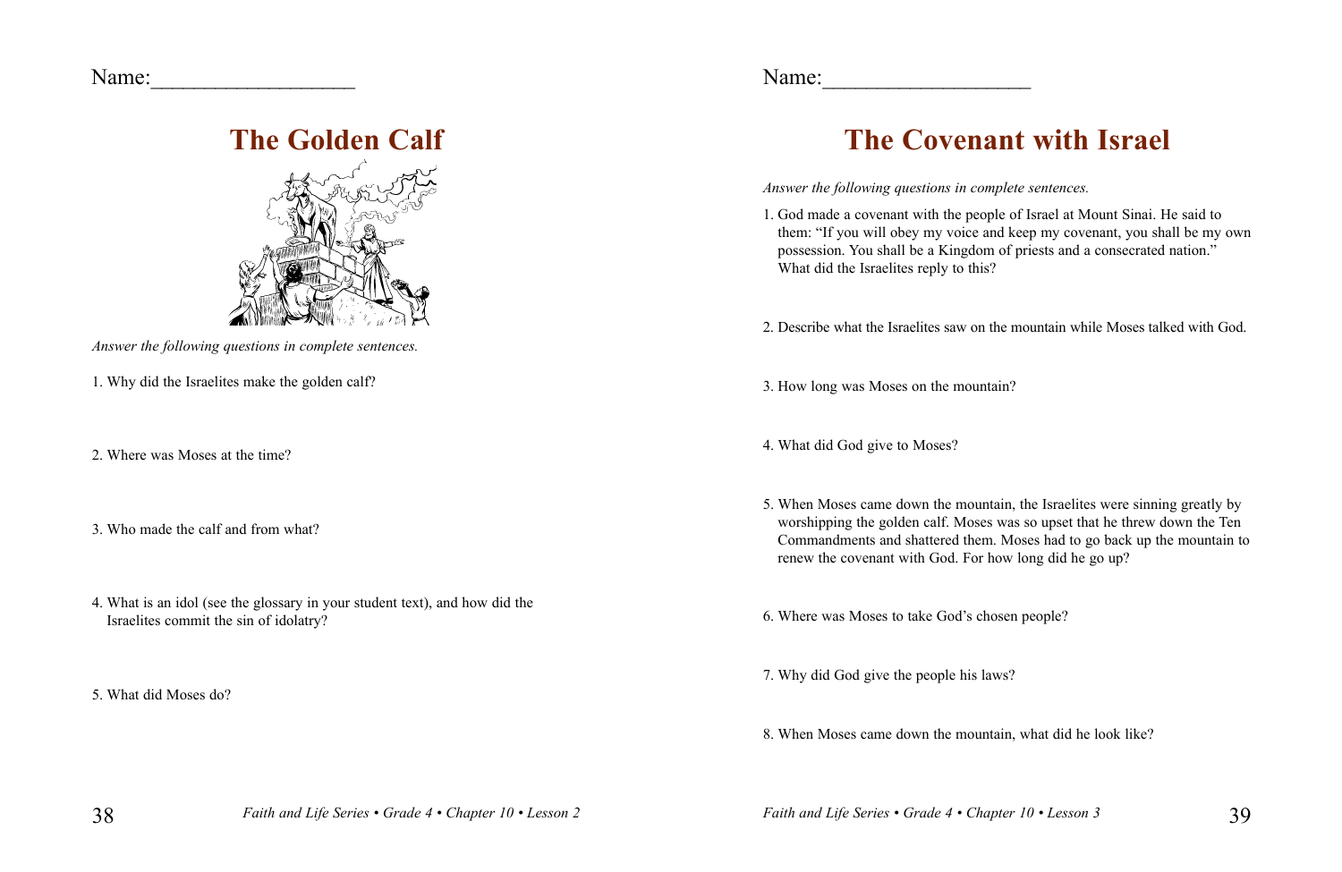Name:__________________

# The Golden Calf

*Answer the following questions in complete sentences.*

1. Why did the Israelites make the golden calf?

2. Where was Moses at the time?

3. Who made the calf and from what?

4. What is an idol (see the glossary in your student text), and how did the Israelites commit the sin of idolatry?

5. What did Moses do?

Name:__________________

# The Covenant with Israel

*Answer the following questions in complete sentences.*

1. God made a covenant with the people of Israel at Mount Sinai. He said to them: "If you will obey my voice and keep my covenant, you shall be my own possession. You shall be a Kingdom of priests and a consecrated nation." What did the Israelites reply to this?

2. Describe what the Israelites saw on the mountain while Moses talked with God.

3. How long was Moses on the mountain?

4. What did God give to Moses?

5. When Moses came down the mountain, the Israelites were sinning greatly by worshipping the golden calf. Moses was so upset that he threw down the Ten Commandments and shattered them. Moses had to go back up the mountain to renew the covenant with God. For how long did he go up?

6. Where was Moses to take God's chosen people?

7. Why did God give the people his laws?

8. When Moses came down the mountain, what did he look like?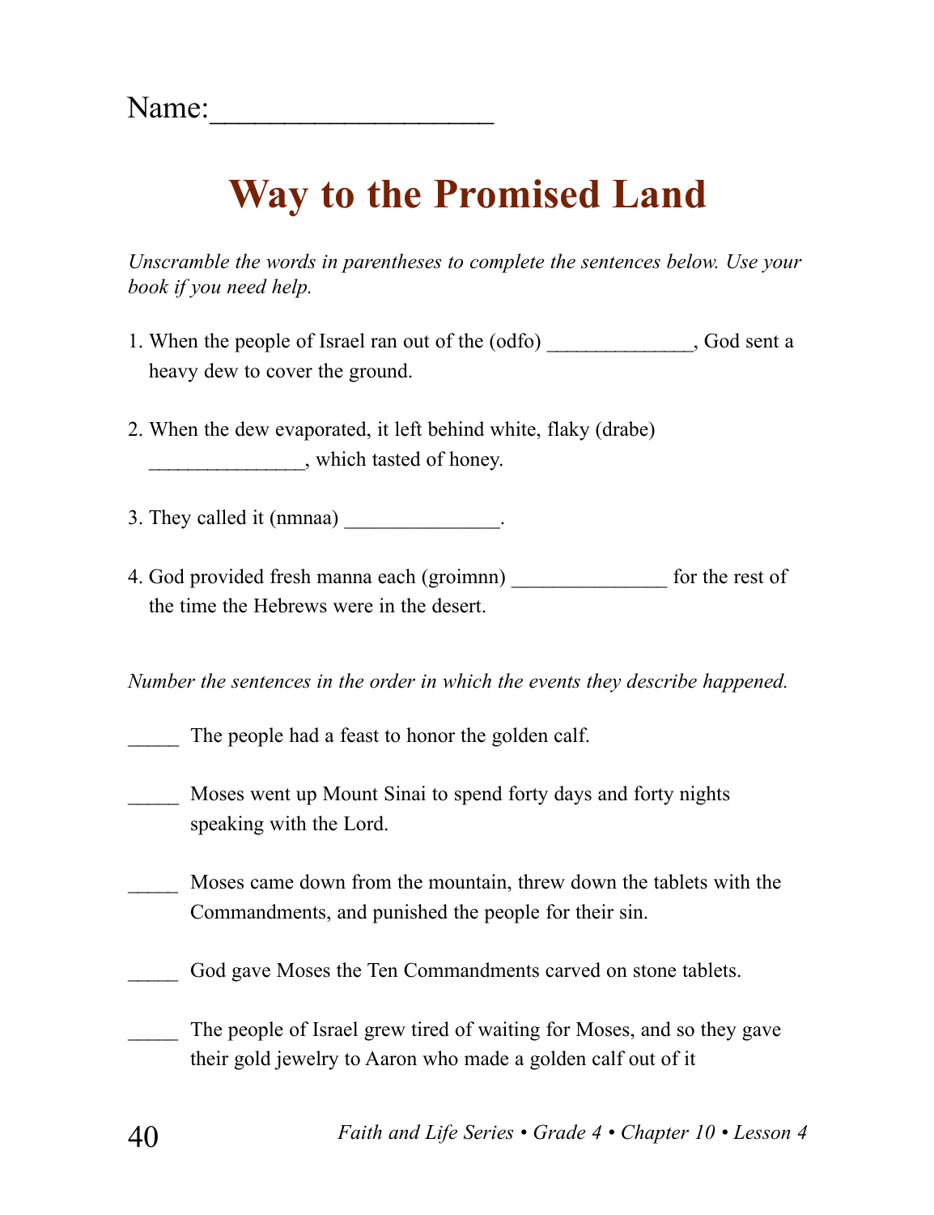Name:___________________

# Way to the Promised Land

*Unscramble the words in parentheses to complete the sentences below. Use your book if you need help.*

1. When the people of Israel ran out of the (odfo) ______________, God sent a heavy dew to cover the ground.

2. When the dew evaporated, it left behind white, flaky (drabe) _______________, which tasted of honey.

3. They called it (nmnaa) _______________.

4. God provided fresh manna each (groimnn) _______________ for the rest of the time the Hebrews were in the desert.

*Number the sentences in the order in which the events they describe happened.*

_____ The people had a feast to honor the golden calf.

_____ Moses went up Mount Sinai to spend forty days and forty nights speaking with the Lord.

_____ Moses came down from the mountain, threw down the tablets with the Commandments, and punished the people for their sin.

_____ God gave Moses the Ten Commandments carved on stone tablets.

_____ The people of Israel grew tired of waiting for Moses, and so they gave their gold jewelry to Aaron who made a golden calf out of it

*Faith and Life Series • Grade 4 • Chapter 10 • Lesson 4*